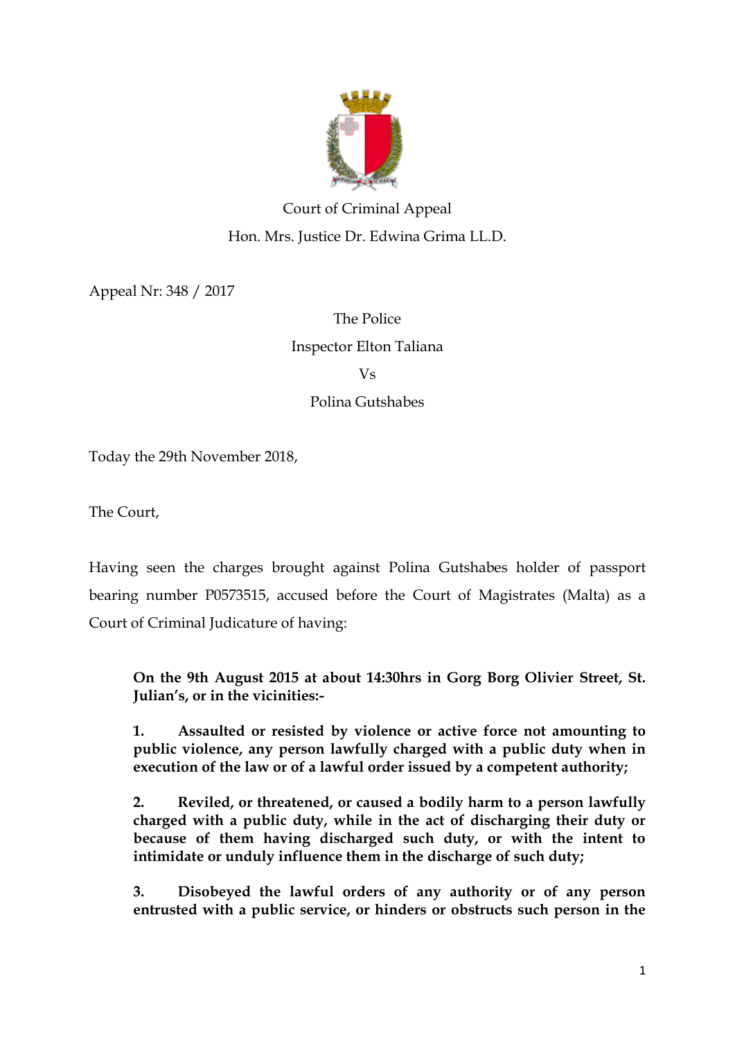Court of Criminal Appeal

Hon. Mrs. Justice Dr. Edwina Grima LL.D.

Appeal Nr: 348 / 2017

The Police

Inspector Elton Taliana

Vs

Polina Gutshabes

Today the 29th November 2018,

The Court,

Having seen the charges brought against Polina Gutshabes holder of passport bearing number P0573515, accused before the Court of Magistrates (Malta) as a Court of Criminal Judicature of having:

> **On the 9th August 2015 at about 14:30hrs in Gorg Borg Olivier Street, St. Julian's, or in the vicinities:-**
>
> **1. Assaulted or resisted by violence or active force not amounting to public violence, any person lawfully charged with a public duty when in execution of the law or of a lawful order issued by a competent authority;**
>
> **2. Reviled, or threatened, or caused a bodily harm to a person lawfully charged with a public duty, while in the act of discharging their duty or because of them having discharged such duty, or with the intent to intimidate or unduly influence them in the discharge of such duty;**
>
> **3. Disobeyed the lawful orders of any authority or of any person entrusted with a public service, or hinders or obstructs such person in the**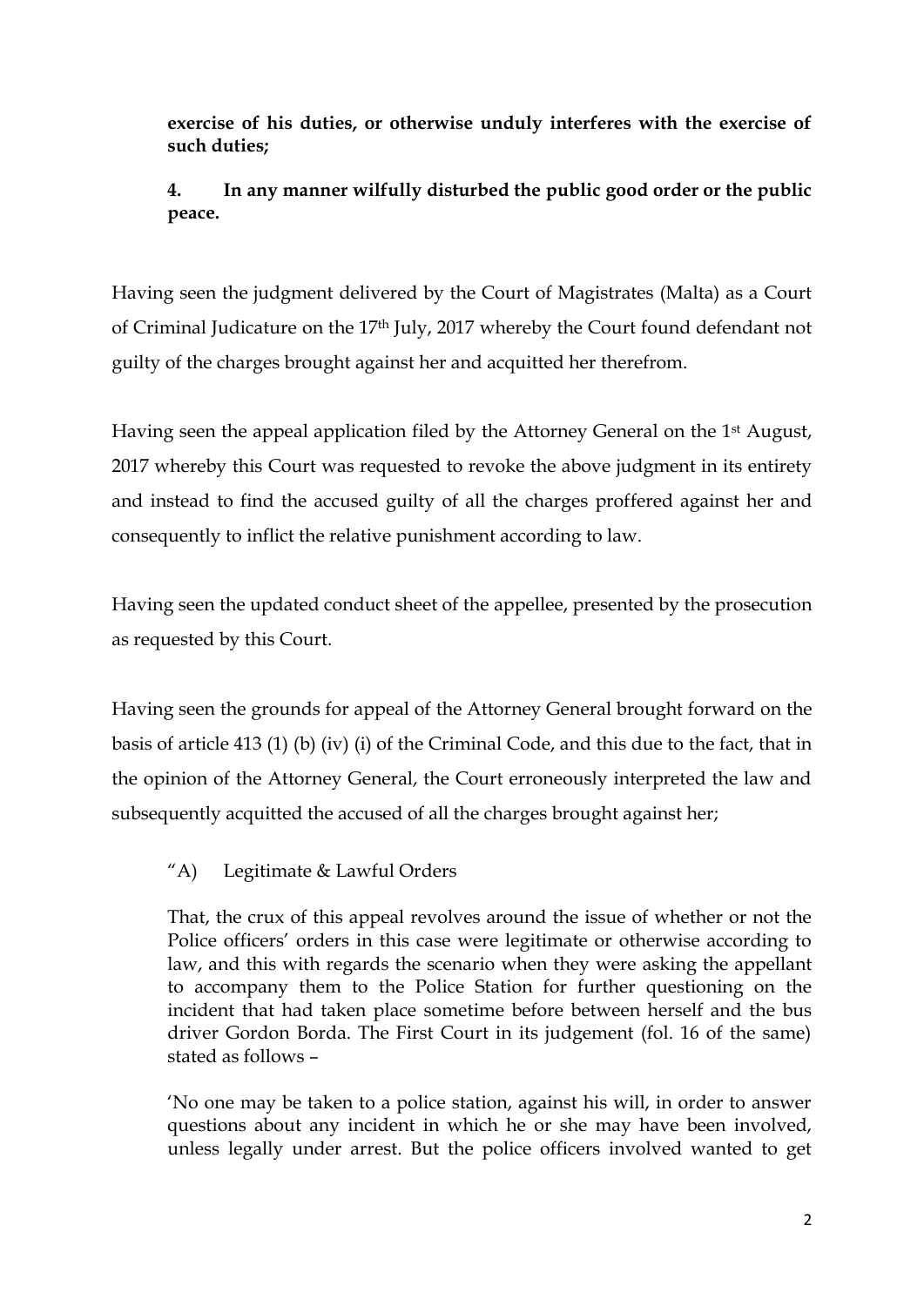**exercise of his duties, or otherwise unduly interferes with the exercise of such duties;**

**4. In any manner wilfully disturbed the public good order or the public peace.**

Having seen the judgment delivered by the Court of Magistrates (Malta) as a Court of Criminal Judicature on the 17th July, 2017 whereby the Court found defendant not guilty of the charges brought against her and acquitted her therefrom.

Having seen the appeal application filed by the Attorney General on the 1st August, 2017 whereby this Court was requested to revoke the above judgment in its entirety and instead to find the accused guilty of all the charges proffered against her and consequently to inflict the relative punishment according to law.

Having seen the updated conduct sheet of the appellee, presented by the prosecution as requested by this Court.

Having seen the grounds for appeal of the Attorney General brought forward on the basis of article 413 (1) (b) (iv) (i) of the Criminal Code, and this due to the fact, that in the opinion of the Attorney General, the Court erroneously interpreted the law and subsequently acquitted the accused of all the charges brought against her;

> "A) Legitimate & Lawful Orders
>
> That, the crux of this appeal revolves around the issue of whether or not the Police officers' orders in this case were legitimate or otherwise according to law, and this with regards the scenario when they were asking the appellant to accompany them to the Police Station for further questioning on the incident that had taken place sometime before between herself and the bus driver Gordon Borda. The First Court in its judgement (fol. 16 of the same) stated as follows –
>
> 'No one may be taken to a police station, against his will, in order to answer questions about any incident in which he or she may have been involved, unless legally under arrest. But the police officers involved wanted to get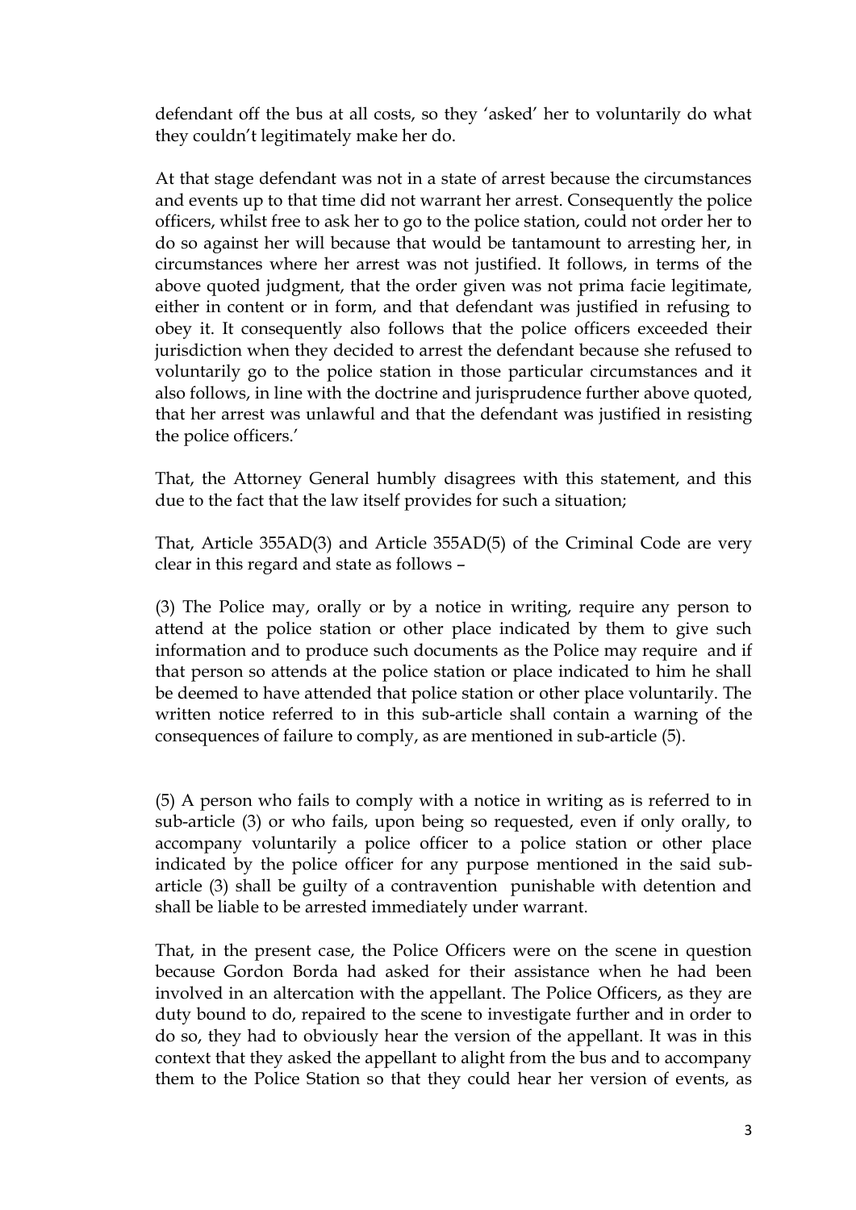defendant off the bus at all costs, so they 'asked' her to voluntarily do what they couldn't legitimately make her do.

At that stage defendant was not in a state of arrest because the circumstances and events up to that time did not warrant her arrest. Consequently the police officers, whilst free to ask her to go to the police station, could not order her to do so against her will because that would be tantamount to arresting her, in circumstances where her arrest was not justified. It follows, in terms of the above quoted judgment, that the order given was not prima facie legitimate, either in content or in form, and that defendant was justified in refusing to obey it. It consequently also follows that the police officers exceeded their jurisdiction when they decided to arrest the defendant because she refused to voluntarily go to the police station in those particular circumstances and it also follows, in line with the doctrine and jurisprudence further above quoted, that her arrest was unlawful and that the defendant was justified in resisting the police officers.'

That, the Attorney General humbly disagrees with this statement, and this due to the fact that the law itself provides for such a situation;

That, Article 355AD(3) and Article 355AD(5) of the Criminal Code are very clear in this regard and state as follows –

(3) The Police may, orally or by a notice in writing, require any person to attend at the police station or other place indicated by them to give such information and to produce such documents as the Police may require and if that person so attends at the police station or place indicated to him he shall be deemed to have attended that police station or other place voluntarily. The written notice referred to in this sub-article shall contain a warning of the consequences of failure to comply, as are mentioned in sub-article (5).

(5) A person who fails to comply with a notice in writing as is referred to in sub-article (3) or who fails, upon being so requested, even if only orally, to accompany voluntarily a police officer to a police station or other place indicated by the police officer for any purpose mentioned in the said sub-article (3) shall be guilty of a contravention punishable with detention and shall be liable to be arrested immediately under warrant.

That, in the present case, the Police Officers were on the scene in question because Gordon Borda had asked for their assistance when he had been involved in an altercation with the appellant. The Police Officers, as they are duty bound to do, repaired to the scene to investigate further and in order to do so, they had to obviously hear the version of the appellant. It was in this context that they asked the appellant to alight from the bus and to accompany them to the Police Station so that they could hear her version of events, as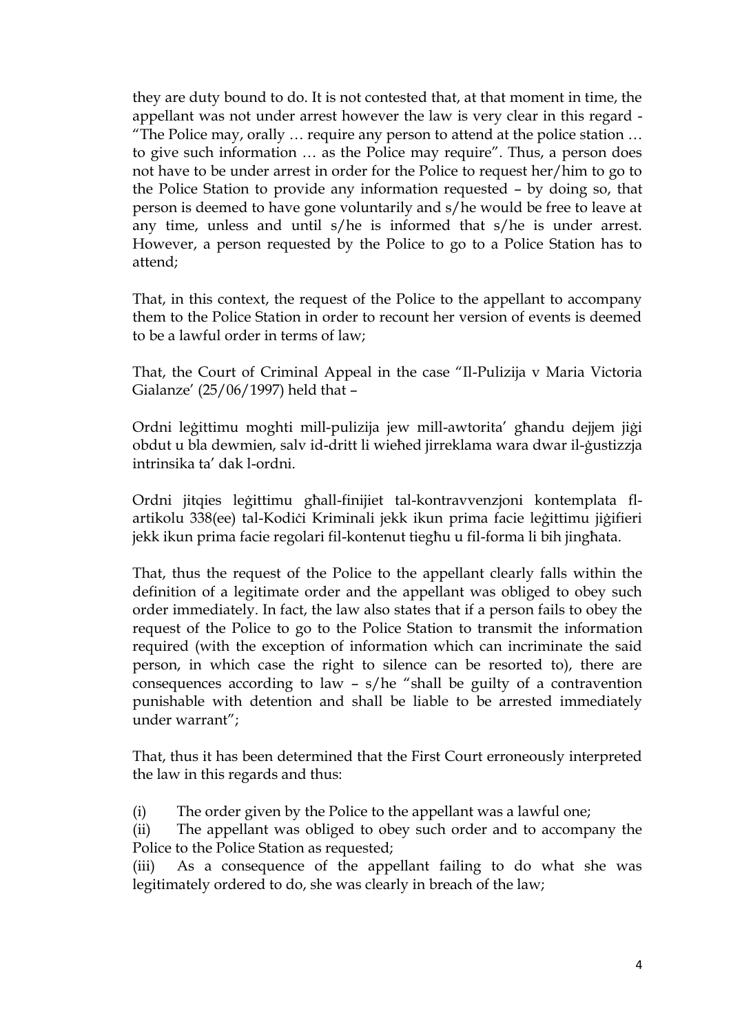they are duty bound to do. It is not contested that, at that moment in time, the appellant was not under arrest however the law is very clear in this regard - "The Police may, orally … require any person to attend at the police station … to give such information … as the Police may require". Thus, a person does not have to be under arrest in order for the Police to request her/him to go to the Police Station to provide any information requested – by doing so, that person is deemed to have gone voluntarily and s/he would be free to leave at any time, unless and until s/he is informed that s/he is under arrest. However, a person requested by the Police to go to a Police Station has to attend;

That, in this context, the request of the Police to the appellant to accompany them to the Police Station in order to recount her version of events is deemed to be a lawful order in terms of law;

That, the Court of Criminal Appeal in the case "Il-Pulizija v Maria Victoria Gialanze' (25/06/1997) held that –

Ordni leġittimu mogħti mill-pulizija jew mill-awtorita' għandu dejjem jiġi obdut u bla dewmien, salv id-dritt li wieħed jirreklama wara dwar il-ġustizzja intrinsika ta' dak l-ordni.

Ordni jitqies leġittimu għall-finijiet tal-kontravvenzjoni kontemplata fl-artikolu 338(ee) tal-Kodiċi Kriminali jekk ikun prima facie leġittimu jiġifieri jekk ikun prima facie regolari fil-kontenut tiegħu u fil-forma li bih jingħata.

That, thus the request of the Police to the appellant clearly falls within the definition of a legitimate order and the appellant was obliged to obey such order immediately. In fact, the law also states that if a person fails to obey the request of the Police to go to the Police Station to transmit the information required (with the exception of information which can incriminate the said person, in which case the right to silence can be resorted to), there are consequences according to law – s/he "shall be guilty of a contravention punishable with detention and shall be liable to be arrested immediately under warrant";

That, thus it has been determined that the First Court erroneously interpreted the law in this regards and thus:

(i) The order given by the Police to the appellant was a lawful one;
(ii) The appellant was obliged to obey such order and to accompany the Police to the Police Station as requested;
(iii) As a consequence of the appellant failing to do what she was legitimately ordered to do, she was clearly in breach of the law;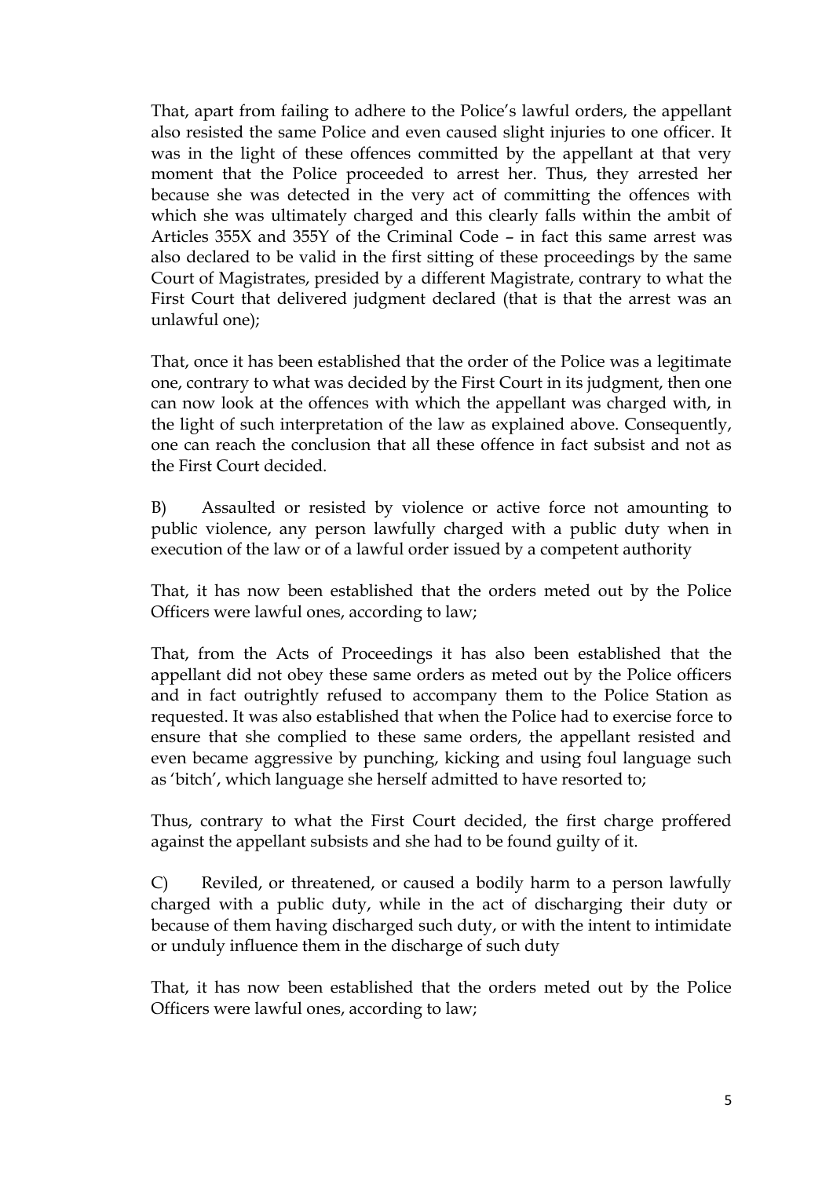That, apart from failing to adhere to the Police's lawful orders, the appellant also resisted the same Police and even caused slight injuries to one officer. It was in the light of these offences committed by the appellant at that very moment that the Police proceeded to arrest her. Thus, they arrested her because she was detected in the very act of committing the offences with which she was ultimately charged and this clearly falls within the ambit of Articles 355X and 355Y of the Criminal Code – in fact this same arrest was also declared to be valid in the first sitting of these proceedings by the same Court of Magistrates, presided by a different Magistrate, contrary to what the First Court that delivered judgment declared (that is that the arrest was an unlawful one);

That, once it has been established that the order of the Police was a legitimate one, contrary to what was decided by the First Court in its judgment, then one can now look at the offences with which the appellant was charged with, in the light of such interpretation of the law as explained above. Consequently, one can reach the conclusion that all these offence in fact subsist and not as the First Court decided.

B) Assaulted or resisted by violence or active force not amounting to public violence, any person lawfully charged with a public duty when in execution of the law or of a lawful order issued by a competent authority

That, it has now been established that the orders meted out by the Police Officers were lawful ones, according to law;

That, from the Acts of Proceedings it has also been established that the appellant did not obey these same orders as meted out by the Police officers and in fact outrightly refused to accompany them to the Police Station as requested. It was also established that when the Police had to exercise force to ensure that she complied to these same orders, the appellant resisted and even became aggressive by punching, kicking and using foul language such as 'bitch', which language she herself admitted to have resorted to;

Thus, contrary to what the First Court decided, the first charge proffered against the appellant subsists and she had to be found guilty of it.

C) Reviled, or threatened, or caused a bodily harm to a person lawfully charged with a public duty, while in the act of discharging their duty or because of them having discharged such duty, or with the intent to intimidate or unduly influence them in the discharge of such duty

That, it has now been established that the orders meted out by the Police Officers were lawful ones, according to law;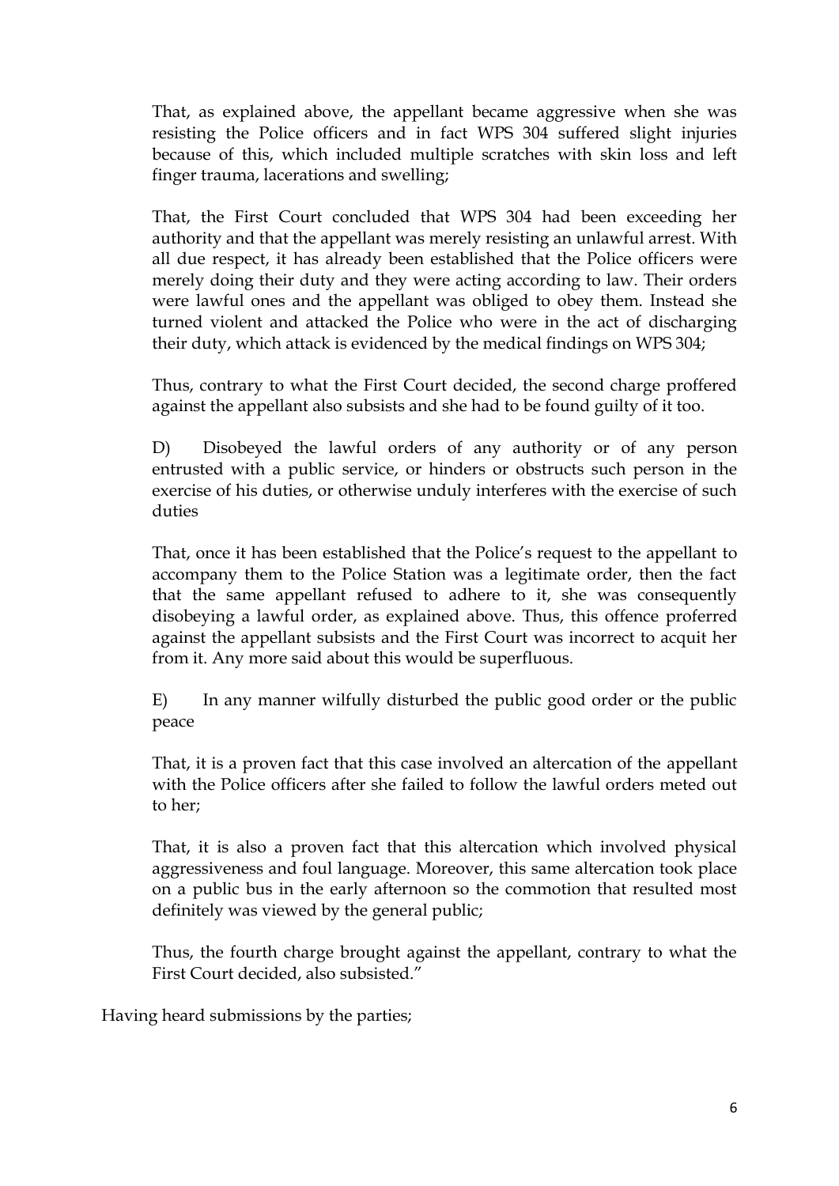That, as explained above, the appellant became aggressive when she was resisting the Police officers and in fact WPS 304 suffered slight injuries because of this, which included multiple scratches with skin loss and left finger trauma, lacerations and swelling;

That, the First Court concluded that WPS 304 had been exceeding her authority and that the appellant was merely resisting an unlawful arrest. With all due respect, it has already been established that the Police officers were merely doing their duty and they were acting according to law. Their orders were lawful ones and the appellant was obliged to obey them. Instead she turned violent and attacked the Police who were in the act of discharging their duty, which attack is evidenced by the medical findings on WPS 304;

Thus, contrary to what the First Court decided, the second charge proffered against the appellant also subsists and she had to be found guilty of it too.

D) Disobeyed the lawful orders of any authority or of any person entrusted with a public service, or hinders or obstructs such person in the exercise of his duties, or otherwise unduly interferes with the exercise of such duties

That, once it has been established that the Police's request to the appellant to accompany them to the Police Station was a legitimate order, then the fact that the same appellant refused to adhere to it, she was consequently disobeying a lawful order, as explained above. Thus, this offence proferred against the appellant subsists and the First Court was incorrect to acquit her from it. Any more said about this would be superfluous.

E) In any manner wilfully disturbed the public good order or the public peace

That, it is a proven fact that this case involved an altercation of the appellant with the Police officers after she failed to follow the lawful orders meted out to her;

That, it is also a proven fact that this altercation which involved physical aggressiveness and foul language. Moreover, this same altercation took place on a public bus in the early afternoon so the commotion that resulted most definitely was viewed by the general public;

Thus, the fourth charge brought against the appellant, contrary to what the First Court decided, also subsisted."

Having heard submissions by the parties;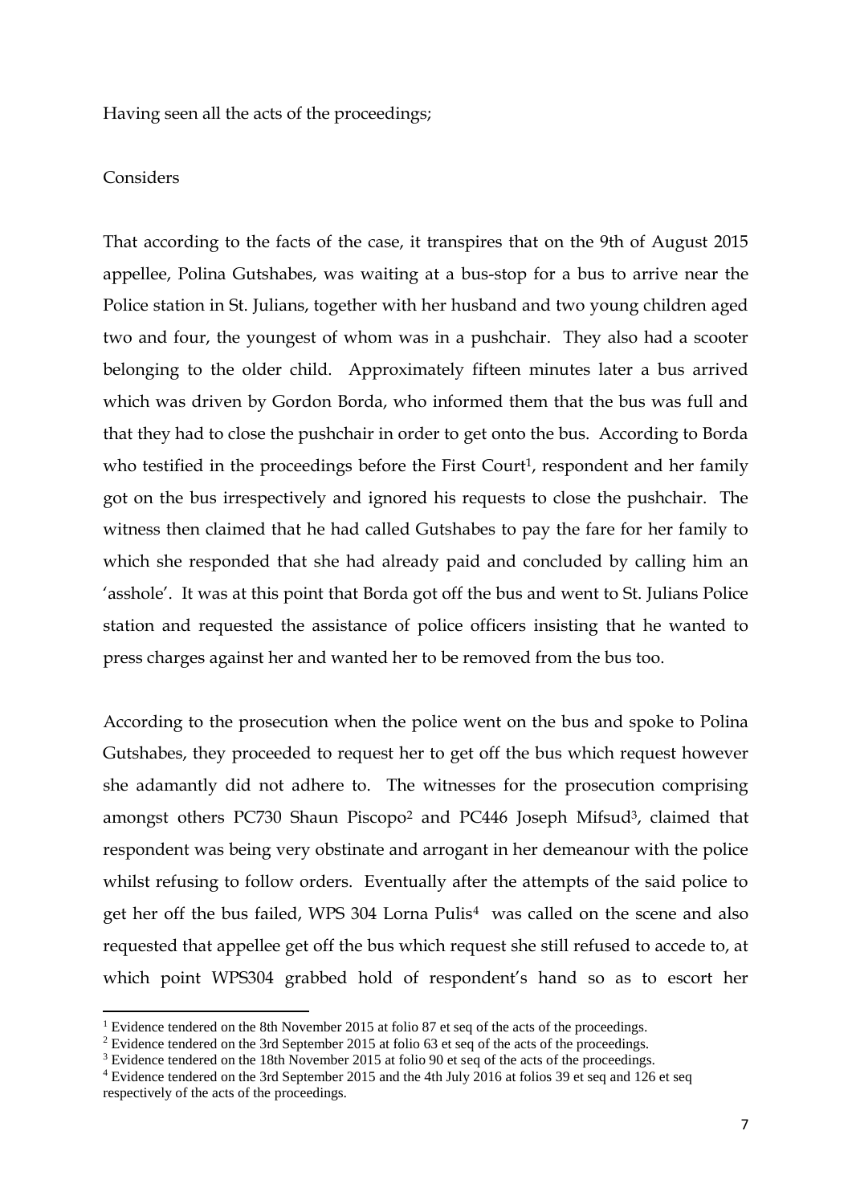Having seen all the acts of the proceedings;

Considers

That according to the facts of the case, it transpires that on the 9th of August 2015 appellee, Polina Gutshabes, was waiting at a bus-stop for a bus to arrive near the Police station in St. Julians, together with her husband and two young children aged two and four, the youngest of whom was in a pushchair. They also had a scooter belonging to the older child. Approximately fifteen minutes later a bus arrived which was driven by Gordon Borda, who informed them that the bus was full and that they had to close the pushchair in order to get onto the bus. According to Borda who testified in the proceedings before the First Court[1], respondent and her family got on the bus irrespectively and ignored his requests to close the pushchair. The witness then claimed that he had called Gutshabes to pay the fare for her family to which she responded that she had already paid and concluded by calling him an 'asshole'. It was at this point that Borda got off the bus and went to St. Julians Police station and requested the assistance of police officers insisting that he wanted to press charges against her and wanted her to be removed from the bus too.

According to the prosecution when the police went on the bus and spoke to Polina Gutshabes, they proceeded to request her to get off the bus which request however she adamantly did not adhere to. The witnesses for the prosecution comprising amongst others PC730 Shaun Piscopo[2] and PC446 Joseph Mifsud[3], claimed that respondent was being very obstinate and arrogant in her demeanour with the police whilst refusing to follow orders. Eventually after the attempts of the said police to get her off the bus failed, WPS 304 Lorna Pulis[4] was called on the scene and also requested that appellee get off the bus which request she still refused to accede to, at which point WPS304 grabbed hold of respondent's hand so as to escort her

---

[1] Evidence tendered on the 8th November 2015 at folio 87 et seq of the acts of the proceedings.

[2] Evidence tendered on the 3rd September 2015 at folio 63 et seq of the acts of the proceedings.

[3] Evidence tendered on the 18th November 2015 at folio 90 et seq of the acts of the proceedings.

[4] Evidence tendered on the 3rd September 2015 and the 4th July 2016 at folios 39 et seq and 126 et seq respectively of the acts of the proceedings.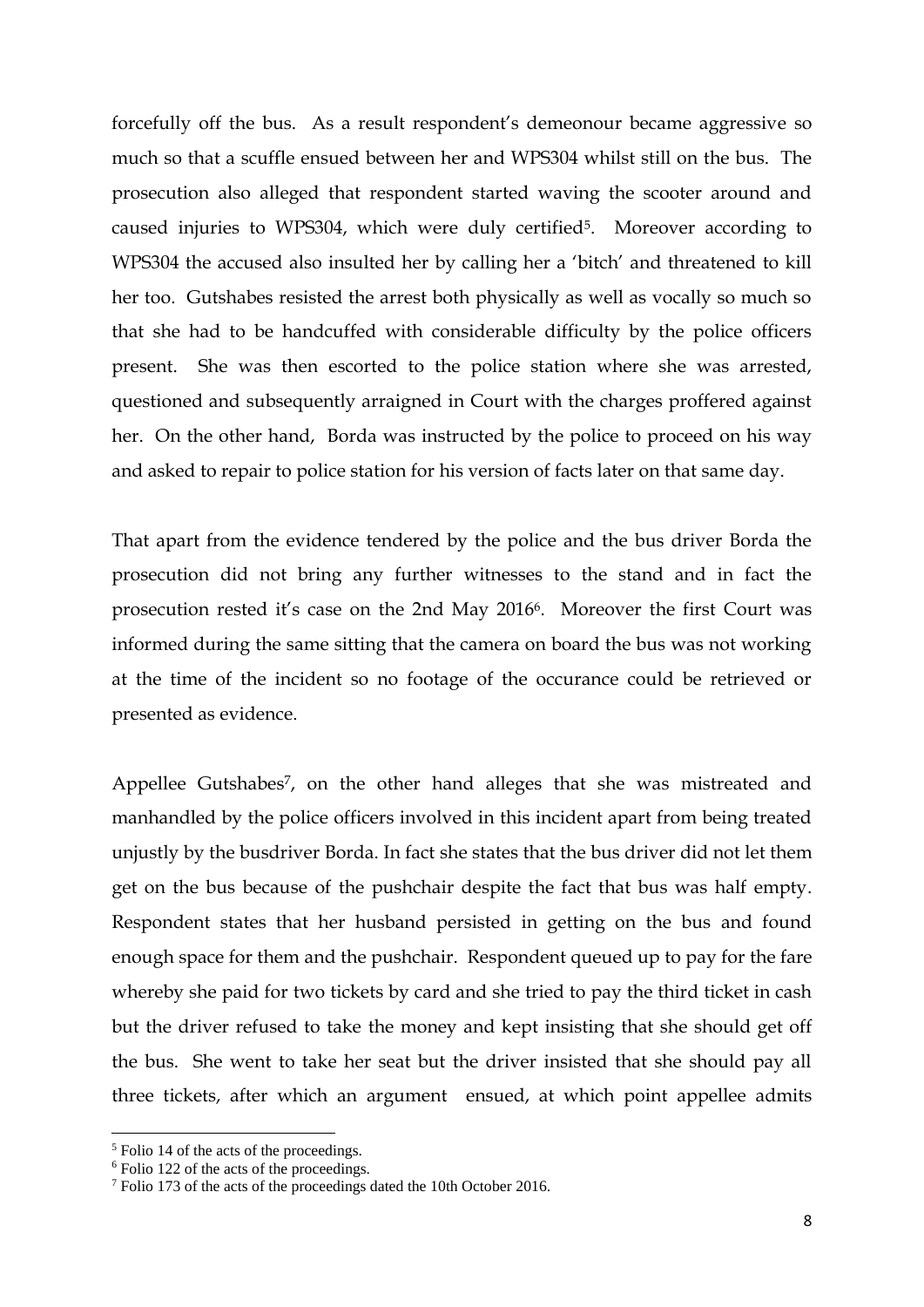forcefully off the bus. As a result respondent's demeonour became aggressive so much so that a scuffle ensued between her and WPS304 whilst still on the bus. The prosecution also alleged that respondent started waving the scooter around and caused injuries to WPS304, which were duly certified[5]. Moreover according to WPS304 the accused also insulted her by calling her a 'bitch' and threatened to kill her too. Gutshabes resisted the arrest both physically as well as vocally so much so that she had to be handcuffed with considerable difficulty by the police officers present. She was then escorted to the police station where she was arrested, questioned and subsequently arraigned in Court with the charges proffered against her. On the other hand, Borda was instructed by the police to proceed on his way and asked to repair to police station for his version of facts later on that same day.

That apart from the evidence tendered by the police and the bus driver Borda the prosecution did not bring any further witnesses to the stand and in fact the prosecution rested it's case on the 2nd May 2016[6]. Moreover the first Court was informed during the same sitting that the camera on board the bus was not working at the time of the incident so no footage of the occurance could be retrieved or presented as evidence.

Appellee Gutshabes[7], on the other hand alleges that she was mistreated and manhandled by the police officers involved in this incident apart from being treated unjustly by the busdriver Borda. In fact she states that the bus driver did not let them get on the bus because of the pushchair despite the fact that bus was half empty. Respondent states that her husband persisted in getting on the bus and found enough space for them and the pushchair. Respondent queued up to pay for the fare whereby she paid for two tickets by card and she tried to pay the third ticket in cash but the driver refused to take the money and kept insisting that she should get off the bus. She went to take her seat but the driver insisted that she should pay all three tickets, after which an argument ensued, at which point appellee admits

---

[5] Folio 14 of the acts of the proceedings.

[6] Folio 122 of the acts of the proceedings.

[7] Folio 173 of the acts of the proceedings dated the 10th October 2016.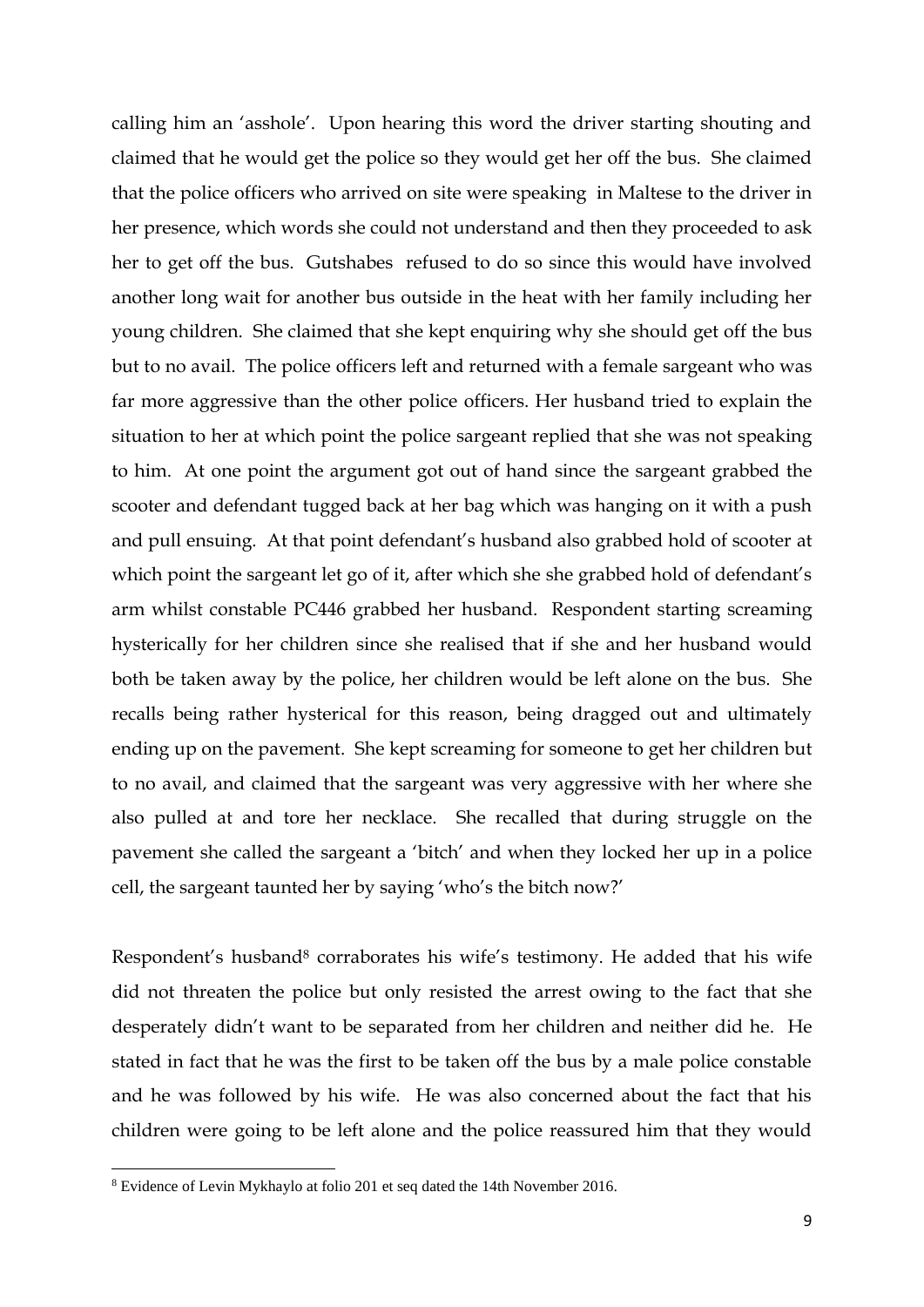calling him an 'asshole'. Upon hearing this word the driver starting shouting and claimed that he would get the police so they would get her off the bus. She claimed that the police officers who arrived on site were speaking in Maltese to the driver in her presence, which words she could not understand and then they proceeded to ask her to get off the bus. Gutshabes refused to do so since this would have involved another long wait for another bus outside in the heat with her family including her young children. She claimed that she kept enquiring why she should get off the bus but to no avail. The police officers left and returned with a female sargeant who was far more aggressive than the other police officers. Her husband tried to explain the situation to her at which point the police sargeant replied that she was not speaking to him. At one point the argument got out of hand since the sargeant grabbed the scooter and defendant tugged back at her bag which was hanging on it with a push and pull ensuing. At that point defendant's husband also grabbed hold of scooter at which point the sargeant let go of it, after which she she grabbed hold of defendant's arm whilst constable PC446 grabbed her husband. Respondent starting screaming hysterically for her children since she realised that if she and her husband would both be taken away by the police, her children would be left alone on the bus. She recalls being rather hysterical for this reason, being dragged out and ultimately ending up on the pavement. She kept screaming for someone to get her children but to no avail, and claimed that the sargeant was very aggressive with her where she also pulled at and tore her necklace. She recalled that during struggle on the pavement she called the sargeant a 'bitch' and when they locked her up in a police cell, the sargeant taunted her by saying 'who's the bitch now?'

Respondent's husband[8] corraborates his wife's testimony. He added that his wife did not threaten the police but only resisted the arrest owing to the fact that she desperately didn't want to be separated from her children and neither did he. He stated in fact that he was the first to be taken off the bus by a male police constable and he was followed by his wife. He was also concerned about the fact that his children were going to be left alone and the police reassured him that they would

[8] Evidence of Levin Mykhaylo at folio 201 et seq dated the 14th November 2016.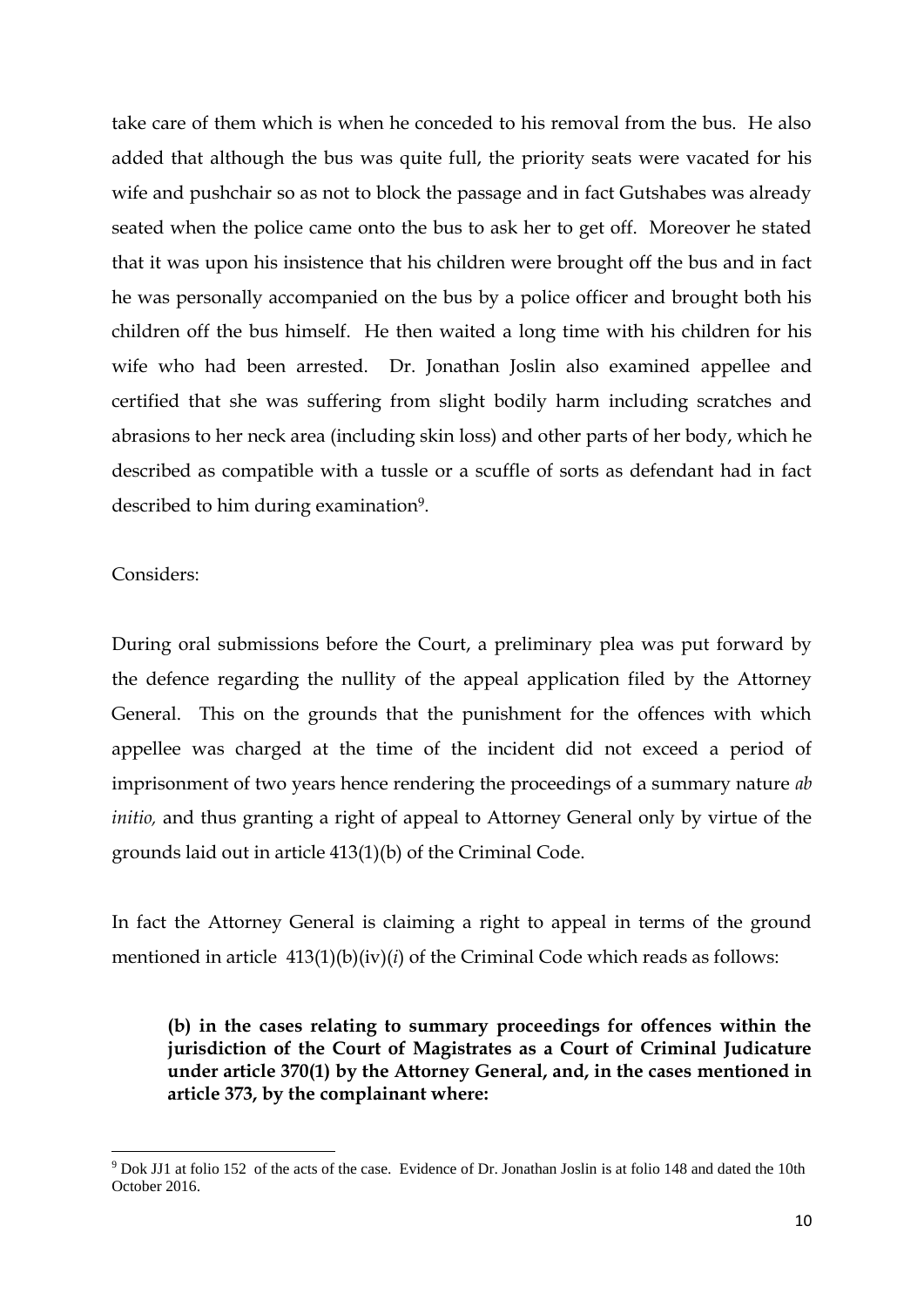take care of them which is when he conceded to his removal from the bus. He also added that although the bus was quite full, the priority seats were vacated for his wife and pushchair so as not to block the passage and in fact Gutshabes was already seated when the police came onto the bus to ask her to get off. Moreover he stated that it was upon his insistence that his children were brought off the bus and in fact he was personally accompanied on the bus by a police officer and brought both his children off the bus himself. He then waited a long time with his children for his wife who had been arrested. Dr. Jonathan Joslin also examined appellee and certified that she was suffering from slight bodily harm including scratches and abrasions to her neck area (including skin loss) and other parts of her body, which he described as compatible with a tussle or a scuffle of sorts as defendant had in fact described to him during examination[9].

Considers:

During oral submissions before the Court, a preliminary plea was put forward by the defence regarding the nullity of the appeal application filed by the Attorney General. This on the grounds that the punishment for the offences with which appellee was charged at the time of the incident did not exceed a period of imprisonment of two years hence rendering the proceedings of a summary nature *ab initio,* and thus granting a right of appeal to Attorney General only by virtue of the grounds laid out in article 413(1)(b) of the Criminal Code.

In fact the Attorney General is claiming a right to appeal in terms of the ground mentioned in article 413(1)(b)(iv)(*i*) of the Criminal Code which reads as follows:

> **(b) in the cases relating to summary proceedings for offences within the jurisdiction of the Court of Magistrates as a Court of Criminal Judicature under article 370(1) by the Attorney General, and, in the cases mentioned in article 373, by the complainant where:**

[9] Dok JJ1 at folio 152 of the acts of the case. Evidence of Dr. Jonathan Joslin is at folio 148 and dated the 10th October 2016.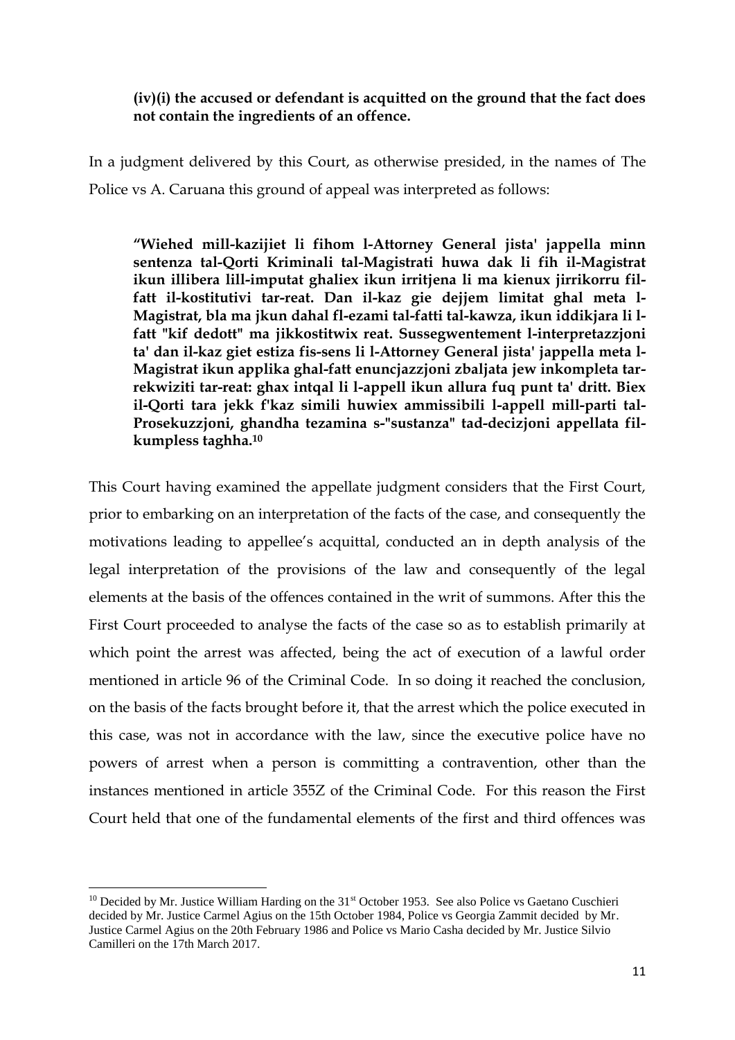**(iv)(i) the accused or defendant is acquitted on the ground that the fact does not contain the ingredients of an offence.**

In a judgment delivered by this Court, as otherwise presided, in the names of The Police vs A. Caruana this ground of appeal was interpreted as follows:

> **"Wiehed mill-kazijiet li fihom l-Attorney General jista' jappella minn sentenza tal-Qorti Kriminali tal-Magistrati huwa dak li fih il-Magistrat ikun illibera lill-imputat ghaliex ikun irritjena li ma kienux jirrikorru fil-fatt il-kostitutivi tar-reat. Dan il-kaz gie dejjem limitat ghal meta l-Magistrat, bla ma jkun dahal fl-ezami tal-fatti tal-kawza, ikun iddikjara li l-fatt "kif dedott" ma jikkostitwix reat. Sussegwentement l-interpretazzjoni ta' dan il-kaz giet estiza fis-sens li l-Attorney General jista' jappella meta l-Magistrat ikun applika ghal-fatt enuncjazzjoni zbaljata jew inkompleta tar-rekwiziti tar-reat: ghax intqal li l-appell ikun allura fuq punt ta' dritt. Biex il-Qorti tara jekk f'kaz simili huwiex ammissibili l-appell mill-parti tal-Prosekuzzjoni, ghandha tezamina s-"sustanza" tad-decizjoni appellata fil-kumpless taghha.[10]**

This Court having examined the appellate judgment considers that the First Court, prior to embarking on an interpretation of the facts of the case, and consequently the motivations leading to appellee's acquittal, conducted an in depth analysis of the legal interpretation of the provisions of the law and consequently of the legal elements at the basis of the offences contained in the writ of summons. After this the First Court proceeded to analyse the facts of the case so as to establish primarily at which point the arrest was affected, being the act of execution of a lawful order mentioned in article 96 of the Criminal Code. In so doing it reached the conclusion, on the basis of the facts brought before it, that the arrest which the police executed in this case, was not in accordance with the law, since the executive police have no powers of arrest when a person is committing a contravention, other than the instances mentioned in article 355Z of the Criminal Code. For this reason the First Court held that one of the fundamental elements of the first and third offences was

---

[10] Decided by Mr. Justice William Harding on the 31st October 1953. See also Police vs Gaetano Cuschieri decided by Mr. Justice Carmel Agius on the 15th October 1984, Police vs Georgia Zammit decided by Mr. Justice Carmel Agius on the 20th February 1986 and Police vs Mario Casha decided by Mr. Justice Silvio Camilleri on the 17th March 2017.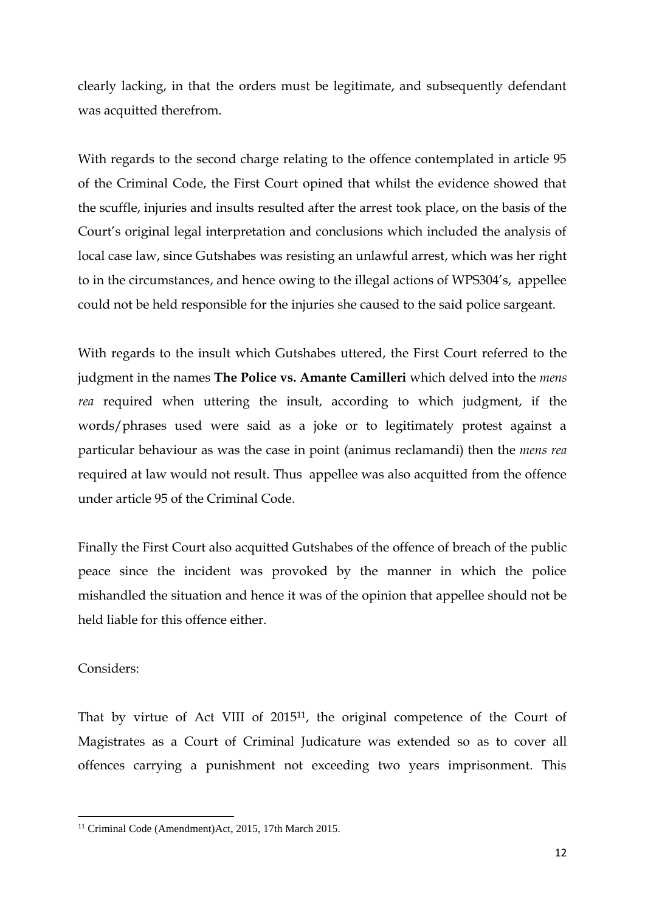clearly lacking, in that the orders must be legitimate, and subsequently defendant was acquitted therefrom.

With regards to the second charge relating to the offence contemplated in article 95 of the Criminal Code, the First Court opined that whilst the evidence showed that the scuffle, injuries and insults resulted after the arrest took place, on the basis of the Court's original legal interpretation and conclusions which included the analysis of local case law, since Gutshabes was resisting an unlawful arrest, which was her right to in the circumstances, and hence owing to the illegal actions of WPS304's, appellee could not be held responsible for the injuries she caused to the said police sargeant.

With regards to the insult which Gutshabes uttered, the First Court referred to the judgment in the names **The Police vs. Amante Camilleri** which delved into the *mens rea* required when uttering the insult, according to which judgment, if the words/phrases used were said as a joke or to legitimately protest against a particular behaviour as was the case in point (animus reclamandi) then the *mens rea* required at law would not result. Thus appellee was also acquitted from the offence under article 95 of the Criminal Code.

Finally the First Court also acquitted Gutshabes of the offence of breach of the public peace since the incident was provoked by the manner in which the police mishandled the situation and hence it was of the opinion that appellee should not be held liable for this offence either.

Considers:

That by virtue of Act VIII of 2015[11], the original competence of the Court of Magistrates as a Court of Criminal Judicature was extended so as to cover all offences carrying a punishment not exceeding two years imprisonment. This

[11] Criminal Code (Amendment)Act, 2015, 17th March 2015.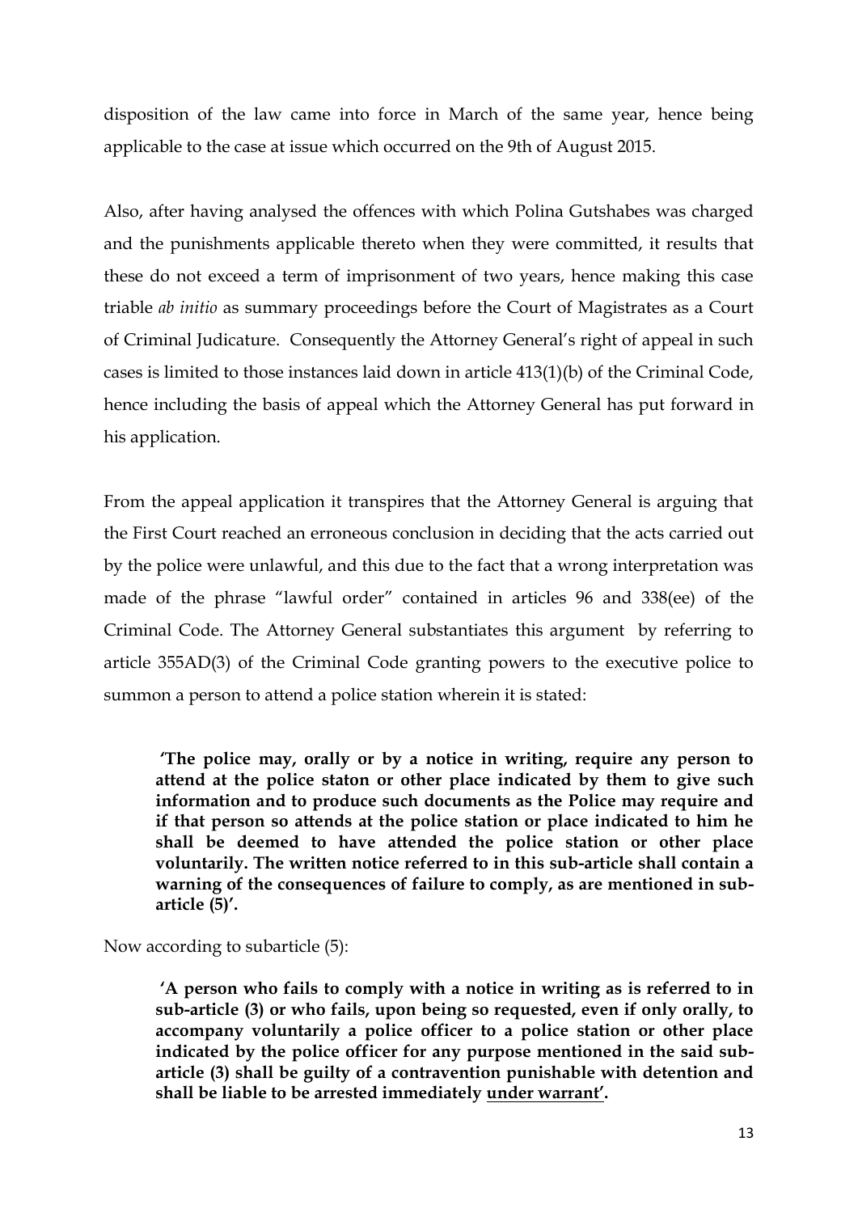disposition of the law came into force in March of the same year, hence being applicable to the case at issue which occurred on the 9th of August 2015.

Also, after having analysed the offences with which Polina Gutshabes was charged and the punishments applicable thereto when they were committed, it results that these do not exceed a term of imprisonment of two years, hence making this case triable *ab initio* as summary proceedings before the Court of Magistrates as a Court of Criminal Judicature. Consequently the Attorney General's right of appeal in such cases is limited to those instances laid down in article 413(1)(b) of the Criminal Code, hence including the basis of appeal which the Attorney General has put forward in his application.

From the appeal application it transpires that the Attorney General is arguing that the First Court reached an erroneous conclusion in deciding that the acts carried out by the police were unlawful, and this due to the fact that a wrong interpretation was made of the phrase "lawful order" contained in articles 96 and 338(ee) of the Criminal Code. The Attorney General substantiates this argument by referring to article 355AD(3) of the Criminal Code granting powers to the executive police to summon a person to attend a police station wherein it is stated:

> **'The police may, orally or by a notice in writing, require any person to attend at the police staton or other place indicated by them to give such information and to produce such documents as the Police may require and if that person so attends at the police station or place indicated to him he shall be deemed to have attended the police station or other place voluntarily. The written notice referred to in this sub-article shall contain a warning of the consequences of failure to comply, as are mentioned in sub-article (5)'.**

Now according to subarticle (5):

> **'A person who fails to comply with a notice in writing as is referred to in sub-article (3) or who fails, upon being so requested, even if only orally, to accompany voluntarily a police officer to a police station or other place indicated by the police officer for any purpose mentioned in the said sub-article (3) shall be guilty of a contravention punishable with detention and shall be liable to be arrested immediately <u>under warrant</u>'.**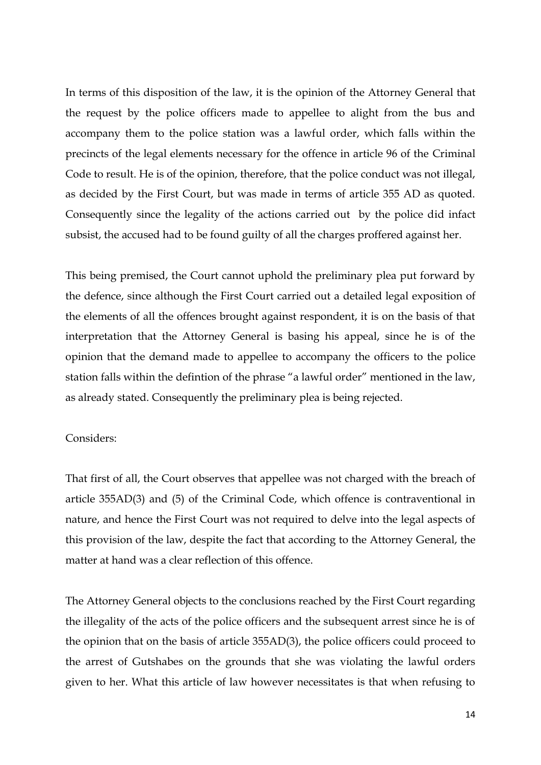In terms of this disposition of the law, it is the opinion of the Attorney General that the request by the police officers made to appellee to alight from the bus and accompany them to the police station was a lawful order, which falls within the precincts of the legal elements necessary for the offence in article 96 of the Criminal Code to result. He is of the opinion, therefore, that the police conduct was not illegal, as decided by the First Court, but was made in terms of article 355 AD as quoted. Consequently since the legality of the actions carried out by the police did infact subsist, the accused had to be found guilty of all the charges proffered against her.

This being premised, the Court cannot uphold the preliminary plea put forward by the defence, since although the First Court carried out a detailed legal exposition of the elements of all the offences brought against respondent, it is on the basis of that interpretation that the Attorney General is basing his appeal, since he is of the opinion that the demand made to appellee to accompany the officers to the police station falls within the defintion of the phrase "a lawful order" mentioned in the law, as already stated. Consequently the preliminary plea is being rejected.

Considers:

That first of all, the Court observes that appellee was not charged with the breach of article 355AD(3) and (5) of the Criminal Code, which offence is contraventional in nature, and hence the First Court was not required to delve into the legal aspects of this provision of the law, despite the fact that according to the Attorney General, the matter at hand was a clear reflection of this offence.

The Attorney General objects to the conclusions reached by the First Court regarding the illegality of the acts of the police officers and the subsequent arrest since he is of the opinion that on the basis of article 355AD(3), the police officers could proceed to the arrest of Gutshabes on the grounds that she was violating the lawful orders given to her. What this article of law however necessitates is that when refusing to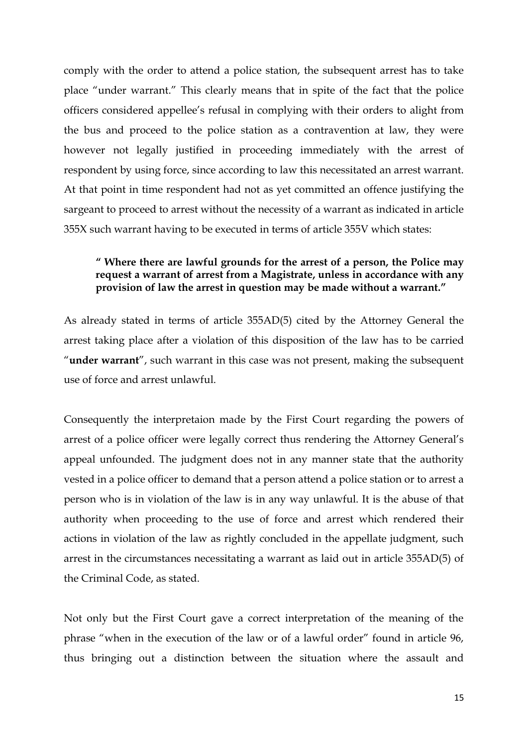comply with the order to attend a police station, the subsequent arrest has to take place "under warrant." This clearly means that in spite of the fact that the police officers considered appellee's refusal in complying with their orders to alight from the bus and proceed to the police station as a contravention at law, they were however not legally justified in proceeding immediately with the arrest of respondent by using force, since according to law this necessitated an arrest warrant. At that point in time respondent had not as yet committed an offence justifying the sargeant to proceed to arrest without the necessity of a warrant as indicated in article 355X such warrant having to be executed in terms of article 355V which states:

> **" Where there are lawful grounds for the arrest of a person, the Police may request a warrant of arrest from a Magistrate, unless in accordance with any provision of law the arrest in question may be made without a warrant."**

As already stated in terms of article 355AD(5) cited by the Attorney General the arrest taking place after a violation of this disposition of the law has to be carried "**under warrant**", such warrant in this case was not present, making the subsequent use of force and arrest unlawful.

Consequently the interpretaion made by the First Court regarding the powers of arrest of a police officer were legally correct thus rendering the Attorney General's appeal unfounded. The judgment does not in any manner state that the authority vested in a police officer to demand that a person attend a police station or to arrest a person who is in violation of the law is in any way unlawful. It is the abuse of that authority when proceeding to the use of force and arrest which rendered their actions in violation of the law as rightly concluded in the appellate judgment, such arrest in the circumstances necessitating a warrant as laid out in article 355AD(5) of the Criminal Code, as stated.

Not only but the First Court gave a correct interpretation of the meaning of the phrase "when in the execution of the law or of a lawful order" found in article 96, thus bringing out a distinction between the situation where the assault and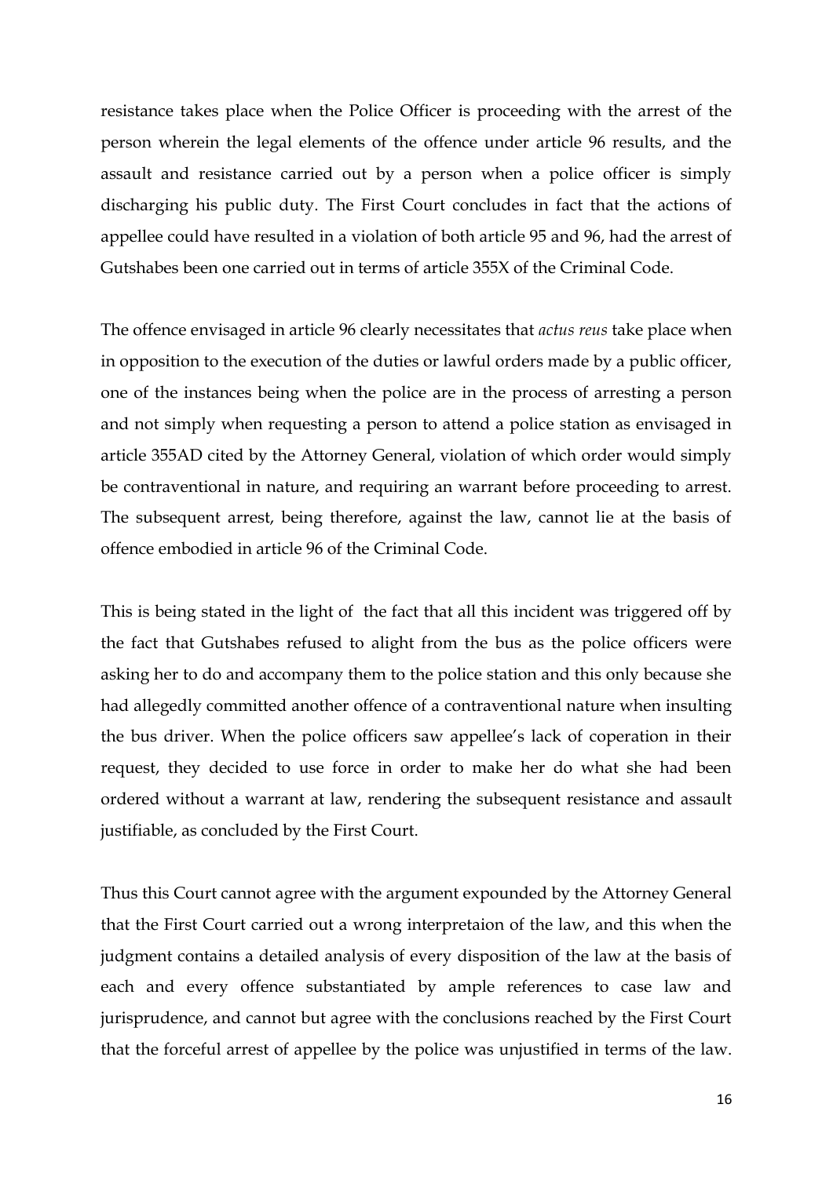resistance takes place when the Police Officer is proceeding with the arrest of the person wherein the legal elements of the offence under article 96 results, and the assault and resistance carried out by a person when a police officer is simply discharging his public duty. The First Court concludes in fact that the actions of appellee could have resulted in a violation of both article 95 and 96, had the arrest of Gutshabes been one carried out in terms of article 355X of the Criminal Code.

The offence envisaged in article 96 clearly necessitates that *actus reus* take place when in opposition to the execution of the duties or lawful orders made by a public officer, one of the instances being when the police are in the process of arresting a person and not simply when requesting a person to attend a police station as envisaged in article 355AD cited by the Attorney General, violation of which order would simply be contraventional in nature, and requiring an warrant before proceeding to arrest. The subsequent arrest, being therefore, against the law, cannot lie at the basis of offence embodied in article 96 of the Criminal Code.

This is being stated in the light of the fact that all this incident was triggered off by the fact that Gutshabes refused to alight from the bus as the police officers were asking her to do and accompany them to the police station and this only because she had allegedly committed another offence of a contraventional nature when insulting the bus driver. When the police officers saw appellee's lack of coperation in their request, they decided to use force in order to make her do what she had been ordered without a warrant at law, rendering the subsequent resistance and assault justifiable, as concluded by the First Court.

Thus this Court cannot agree with the argument expounded by the Attorney General that the First Court carried out a wrong interpretaion of the law, and this when the judgment contains a detailed analysis of every disposition of the law at the basis of each and every offence substantiated by ample references to case law and jurisprudence, and cannot but agree with the conclusions reached by the First Court that the forceful arrest of appellee by the police was unjustified in terms of the law.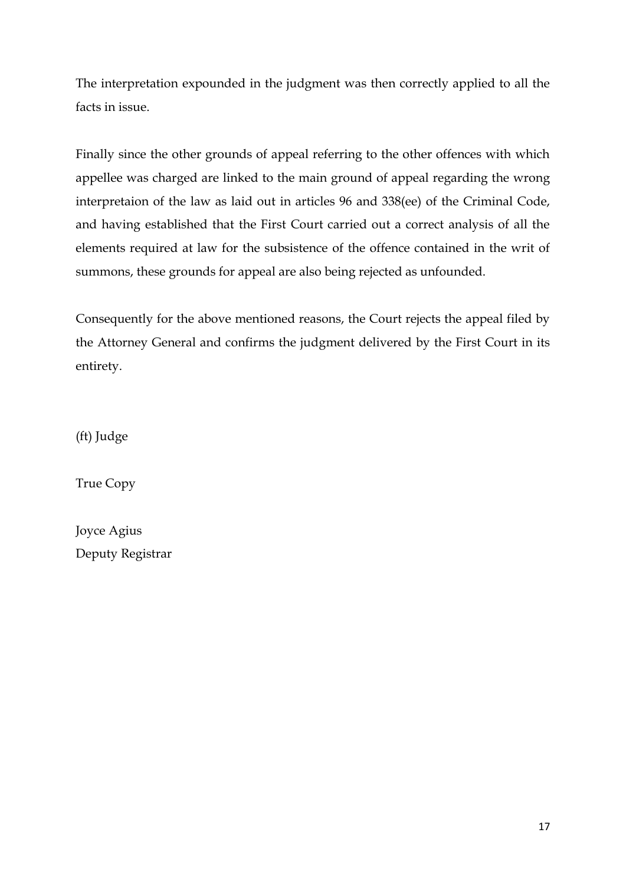The interpretation expounded in the judgment was then correctly applied to all the facts in issue.

Finally since the other grounds of appeal referring to the other offences with which appellee was charged are linked to the main ground of appeal regarding the wrong interpretaion of the law as laid out in articles 96 and 338(ee) of the Criminal Code, and having established that the First Court carried out a correct analysis of all the elements required at law for the subsistence of the offence contained in the writ of summons, these grounds for appeal are also being rejected as unfounded.

Consequently for the above mentioned reasons, the Court rejects the appeal filed by the Attorney General and confirms the judgment delivered by the First Court in its entirety.

(ft) Judge

True Copy

Joyce Agius
Deputy Registrar